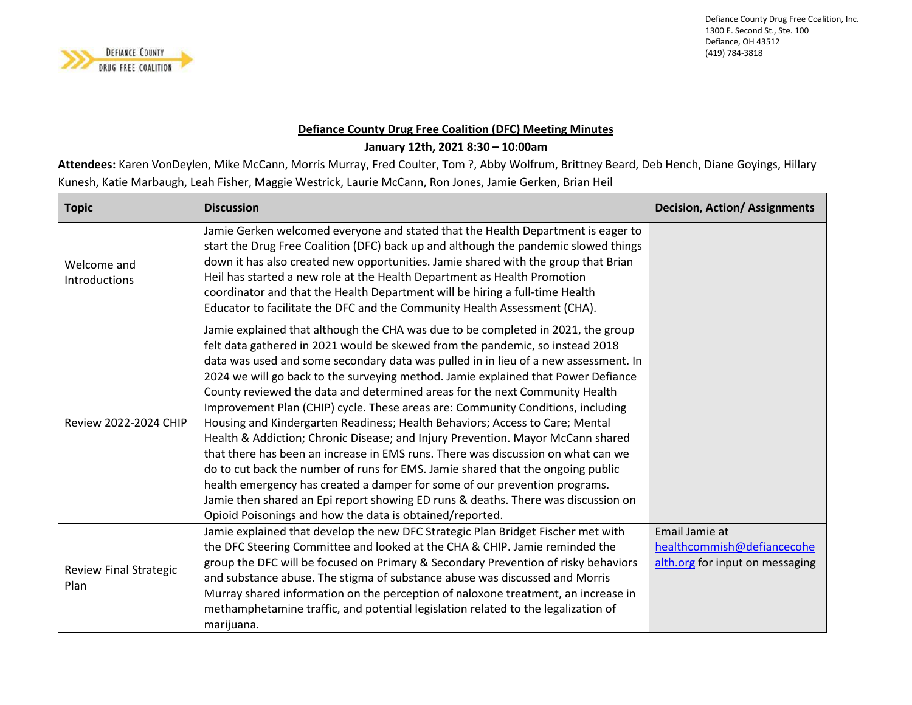Defiance County Drug Free Coalition, Inc.
1300 E. Second St., Ste. 100
Defiance, OH 43512
(419) 784-3818

# Defiance County Drug Free Coalition (DFC) Meeting Minutes

**January 12th, 2021 8:30 – 10:00am**

**Attendees:** Karen VonDeylen, Mike McCann, Morris Murray, Fred Coulter, Tom ?, Abby Wolfrum, Brittney Beard, Deb Hench, Diane Goyings, Hillary Kunesh, Katie Marbaugh, Leah Fisher, Maggie Westrick, Laurie McCann, Ron Jones, Jamie Gerken, Brian Heil

| Topic | Discussion | Decision, Action/ Assignments |
|---|---|---|
| Welcome and Introductions | Jamie Gerken welcomed everyone and stated that the Health Department is eager to start the Drug Free Coalition (DFC) back up and although the pandemic slowed things down it has also created new opportunities. Jamie shared with the group that Brian Heil has started a new role at the Health Department as Health Promotion coordinator and that the Health Department will be hiring a full-time Health Educator to facilitate the DFC and the Community Health Assessment (CHA). | |
| Review 2022-2024 CHIP | Jamie explained that although the CHA was due to be completed in 2021, the group felt data gathered in 2021 would be skewed from the pandemic, so instead 2018 data was used and some secondary data was pulled in in lieu of a new assessment. In 2024 we will go back to the surveying method. Jamie explained that Power Defiance County reviewed the data and determined areas for the next Community Health Improvement Plan (CHIP) cycle. These areas are: Community Conditions, including Housing and Kindergarten Readiness; Health Behaviors; Access to Care; Mental Health & Addiction; Chronic Disease; and Injury Prevention. Mayor McCann shared that there has been an increase in EMS runs. There was discussion on what can we do to cut back the number of runs for EMS. Jamie shared that the ongoing public health emergency has created a damper for some of our prevention programs. Jamie then shared an Epi report showing ED runs & deaths. There was discussion on Opioid Poisonings and how the data is obtained/reported. | |
| Review Final Strategic Plan | Jamie explained that develop the new DFC Strategic Plan Bridget Fischer met with the DFC Steering Committee and looked at the CHA & CHIP. Jamie reminded the group the DFC will be focused on Primary & Secondary Prevention of risky behaviors and substance abuse. The stigma of substance abuse was discussed and Morris Murray shared information on the perception of naloxone treatment, an increase in methamphetamine traffic, and potential legislation related to the legalization of marijuana. | Email Jamie at healthcommish@defiancecohealth.org for input on messaging |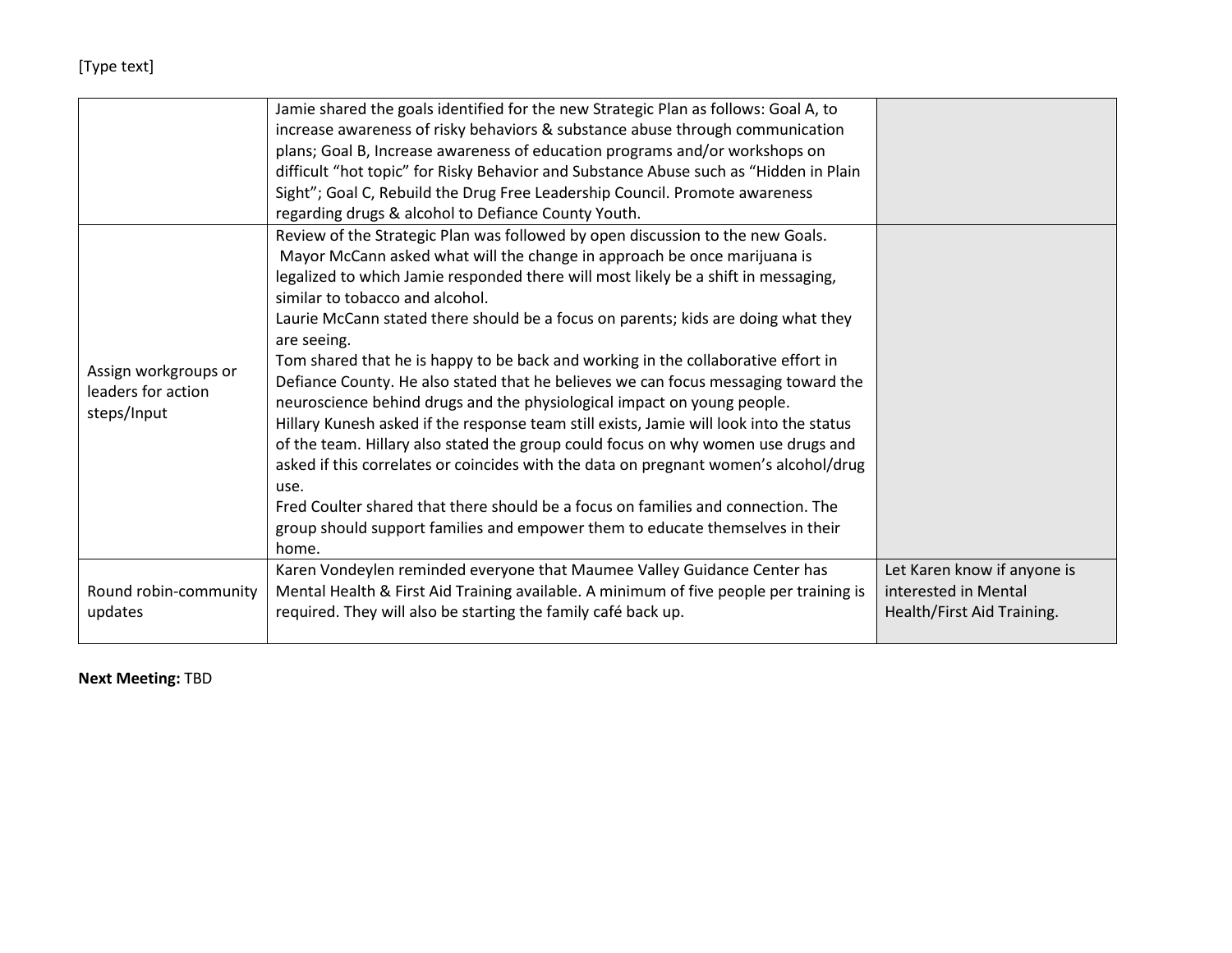[Type text]

| | | |
|---|---|---|
| | Jamie shared the goals identified for the new Strategic Plan as follows: Goal A, to increase awareness of risky behaviors & substance abuse through communication plans; Goal B, Increase awareness of education programs and/or workshops on difficult "hot topic" for Risky Behavior and Substance Abuse such as "Hidden in Plain Sight"; Goal C, Rebuild the Drug Free Leadership Council. Promote awareness regarding drugs & alcohol to Defiance County Youth. | |
| Assign workgroups or leaders for action steps/Input | Review of the Strategic Plan was followed by open discussion to the new Goals. Mayor McCann asked what will the change in approach be once marijuana is legalized to which Jamie responded there will most likely be a shift in messaging, similar to tobacco and alcohol.<br>Laurie McCann stated there should be a focus on parents; kids are doing what they are seeing.<br>Tom shared that he is happy to be back and working in the collaborative effort in Defiance County. He also stated that he believes we can focus messaging toward the neuroscience behind drugs and the physiological impact on young people.<br>Hillary Kunesh asked if the response team still exists, Jamie will look into the status of the team. Hillary also stated the group could focus on why women use drugs and asked if this correlates or coincides with the data on pregnant women's alcohol/drug use.<br>Fred Coulter shared that there should be a focus on families and connection. The group should support families and empower them to educate themselves in their home. | |
| Round robin-community updates | Karen Vondeylen reminded everyone that Maumee Valley Guidance Center has Mental Health & First Aid Training available. A minimum of five people per training is required. They will also be starting the family café back up. | Let Karen know if anyone is interested in Mental Health/First Aid Training. |

**Next Meeting:** TBD